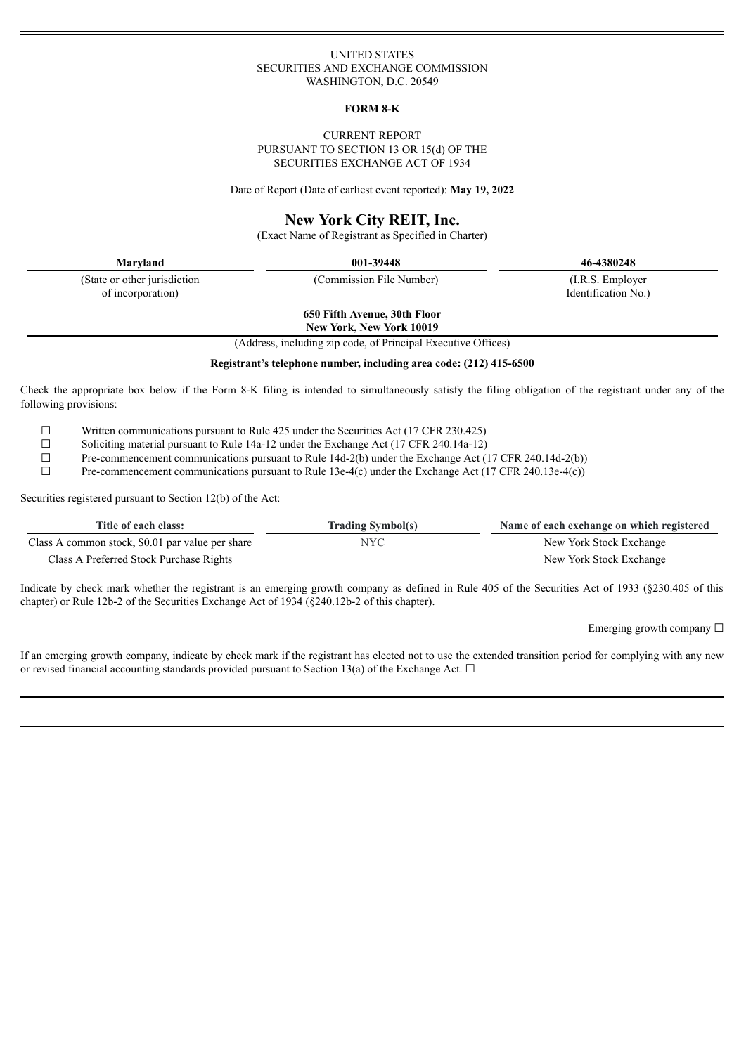UNITED STATES
SECURITIES AND EXCHANGE COMMISSION
WASHINGTON, D.C. 20549

**FORM 8-K**

CURRENT REPORT
PURSUANT TO SECTION 13 OR 15(d) OF THE
SECURITIES EXCHANGE ACT OF 1934

Date of Report (Date of earliest event reported): **May 19, 2022**

# New York City REIT, Inc.

(Exact Name of Registrant as Specified in Charter)

| **Maryland** | **001-39448** | **46-4380248** |
|---|---|---|
| (State or other jurisdiction of incorporation) | (Commission File Number) | (I.R.S. Employer Identification No.) |

**650 Fifth Avenue, 30th Floor**
**New York, New York 10019**

(Address, including zip code, of Principal Executive Offices)

**Registrant's telephone number, including area code: (212) 415-6500**

Check the appropriate box below if the Form 8-K filing is intended to simultaneously satisfy the filing obligation of the registrant under any of the following provisions:

☐ Written communications pursuant to Rule 425 under the Securities Act (17 CFR 230.425)

☐ Soliciting material pursuant to Rule 14a-12 under the Exchange Act (17 CFR 240.14a-12)

☐ Pre-commencement communications pursuant to Rule 14d-2(b) under the Exchange Act (17 CFR 240.14d-2(b))

☐ Pre-commencement communications pursuant to Rule 13e-4(c) under the Exchange Act (17 CFR 240.13e-4(c))

Securities registered pursuant to Section 12(b) of the Act:

| Title of each class: | Trading Symbol(s) | Name of each exchange on which registered |
|---|---|---|
| Class A common stock, $0.01 par value per share | NYC | New York Stock Exchange |
| Class A Preferred Stock Purchase Rights | | New York Stock Exchange |

Indicate by check mark whether the registrant is an emerging growth company as defined in Rule 405 of the Securities Act of 1933 (§230.405 of this chapter) or Rule 12b-2 of the Securities Exchange Act of 1934 (§240.12b-2 of this chapter).

Emerging growth company ☐

If an emerging growth company, indicate by check mark if the registrant has elected not to use the extended transition period for complying with any new or revised financial accounting standards provided pursuant to Section 13(a) of the Exchange Act. ☐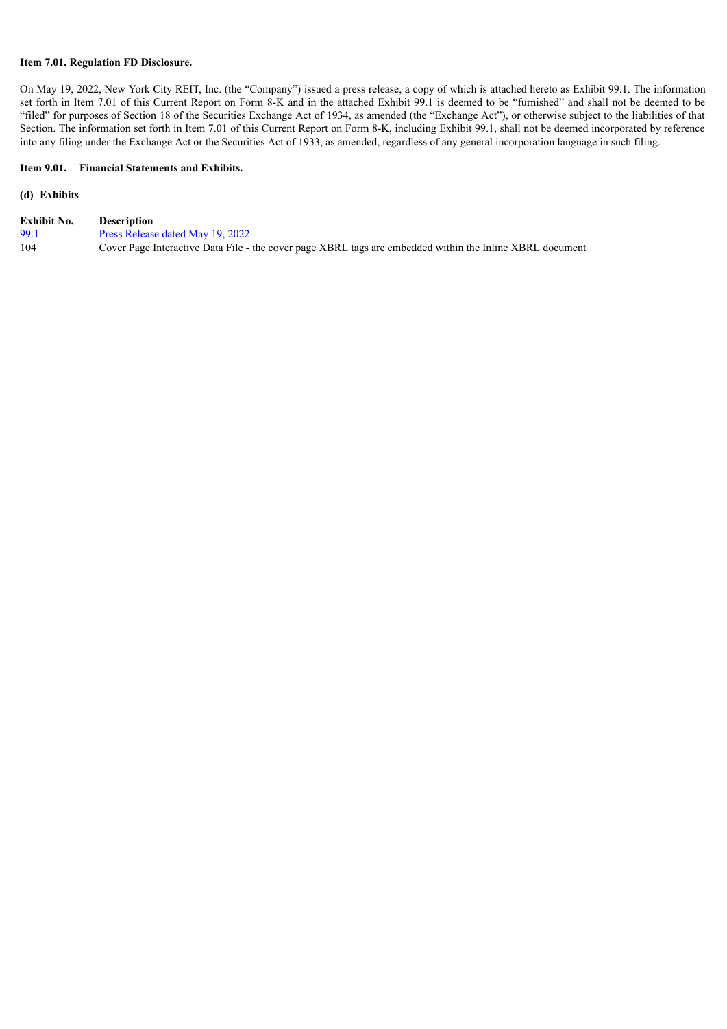**Item 7.01. Regulation FD Disclosure.**

On May 19, 2022, New York City REIT, Inc. (the "Company") issued a press release, a copy of which is attached hereto as Exhibit 99.1. The information set forth in Item 7.01 of this Current Report on Form 8-K and in the attached Exhibit 99.1 is deemed to be "furnished" and shall not be deemed to be "filed" for purposes of Section 18 of the Securities Exchange Act of 1934, as amended (the "Exchange Act"), or otherwise subject to the liabilities of that Section. The information set forth in Item 7.01 of this Current Report on Form 8-K, including Exhibit 99.1, shall not be deemed incorporated by reference into any filing under the Exchange Act or the Securities Act of 1933, as amended, regardless of any general incorporation language in such filing.

**Item 9.01. Financial Statements and Exhibits.**

**(d) Exhibits**

| Exhibit No. | Description |
|---|---|
| 99.1 | Press Release dated May 19, 2022 |
| 104 | Cover Page Interactive Data File - the cover page XBRL tags are embedded within the Inline XBRL document |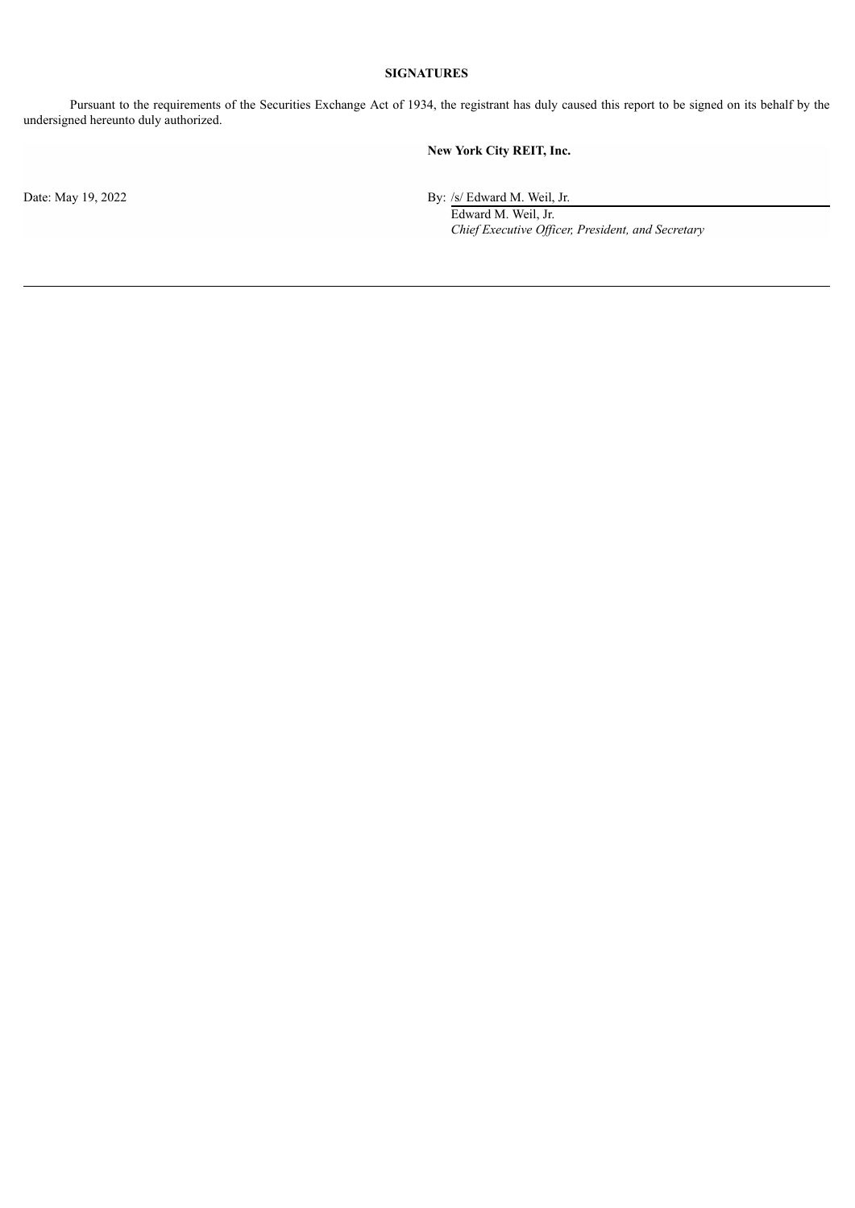## SIGNATURES

Pursuant to the requirements of the Securities Exchange Act of 1934, the registrant has duly caused this report to be signed on its behalf by the undersigned hereunto duly authorized.

| | **New York City REIT, Inc.** |
|---|---|
| Date: May 19, 2022 | By: /s/ Edward M. Weil, Jr. |
| | Edward M. Weil, Jr. |
| | *Chief Executive Officer, President, and Secretary* |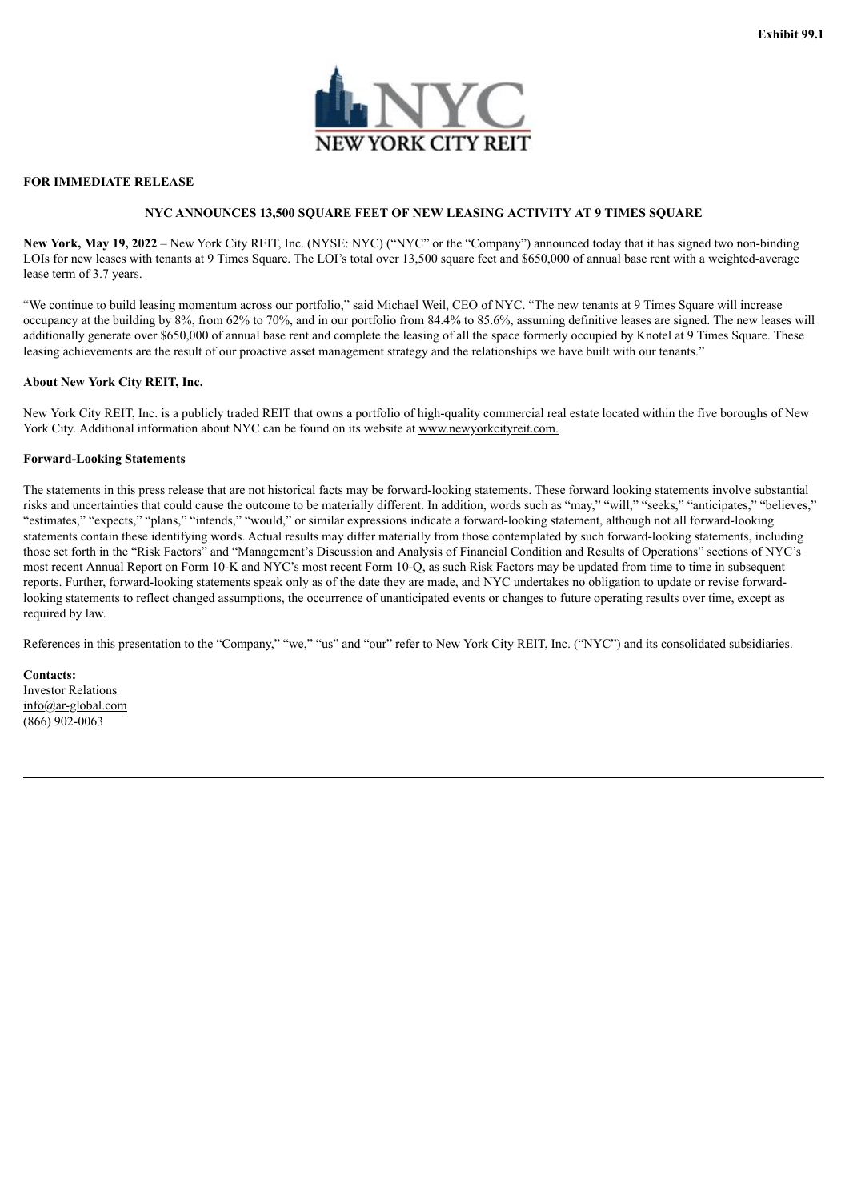Exhibit 99.1

NEW YORK CITY REIT

**FOR IMMEDIATE RELEASE**

**NYC ANNOUNCES 13,500 SQUARE FEET OF NEW LEASING ACTIVITY AT 9 TIMES SQUARE**

**New York, May 19, 2022** – New York City REIT, Inc. (NYSE: NYC) ("NYC" or the "Company") announced today that it has signed two non-binding LOIs for new leases with tenants at 9 Times Square. The LOI's total over 13,500 square feet and $650,000 of annual base rent with a weighted-average lease term of 3.7 years.

"We continue to build leasing momentum across our portfolio," said Michael Weil, CEO of NYC. "The new tenants at 9 Times Square will increase occupancy at the building by 8%, from 62% to 70%, and in our portfolio from 84.4% to 85.6%, assuming definitive leases are signed. The new leases will additionally generate over $650,000 of annual base rent and complete the leasing of all the space formerly occupied by Knotel at 9 Times Square. These leasing achievements are the result of our proactive asset management strategy and the relationships we have built with our tenants."

**About New York City REIT, Inc.**

New York City REIT, Inc. is a publicly traded REIT that owns a portfolio of high-quality commercial real estate located within the five boroughs of New York City. Additional information about NYC can be found on its website at www.newyorkcityreit.com.

**Forward-Looking Statements**

The statements in this press release that are not historical facts may be forward-looking statements. These forward looking statements involve substantial risks and uncertainties that could cause the outcome to be materially different. In addition, words such as "may," "will," "seeks," "anticipates," "believes," "estimates," "expects," "plans," "intends," "would," or similar expressions indicate a forward-looking statement, although not all forward-looking statements contain these identifying words. Actual results may differ materially from those contemplated by such forward-looking statements, including those set forth in the "Risk Factors" and "Management's Discussion and Analysis of Financial Condition and Results of Operations" sections of NYC's most recent Annual Report on Form 10-K and NYC's most recent Form 10-Q, as such Risk Factors may be updated from time to time in subsequent reports. Further, forward-looking statements speak only as of the date they are made, and NYC undertakes no obligation to update or revise forward-looking statements to reflect changed assumptions, the occurrence of unanticipated events or changes to future operating results over time, except as required by law.

References in this presentation to the "Company," "we," "us" and "our" refer to New York City REIT, Inc. ("NYC") and its consolidated subsidiaries.

**Contacts:**
Investor Relations
info@ar-global.com
(866) 902-0063